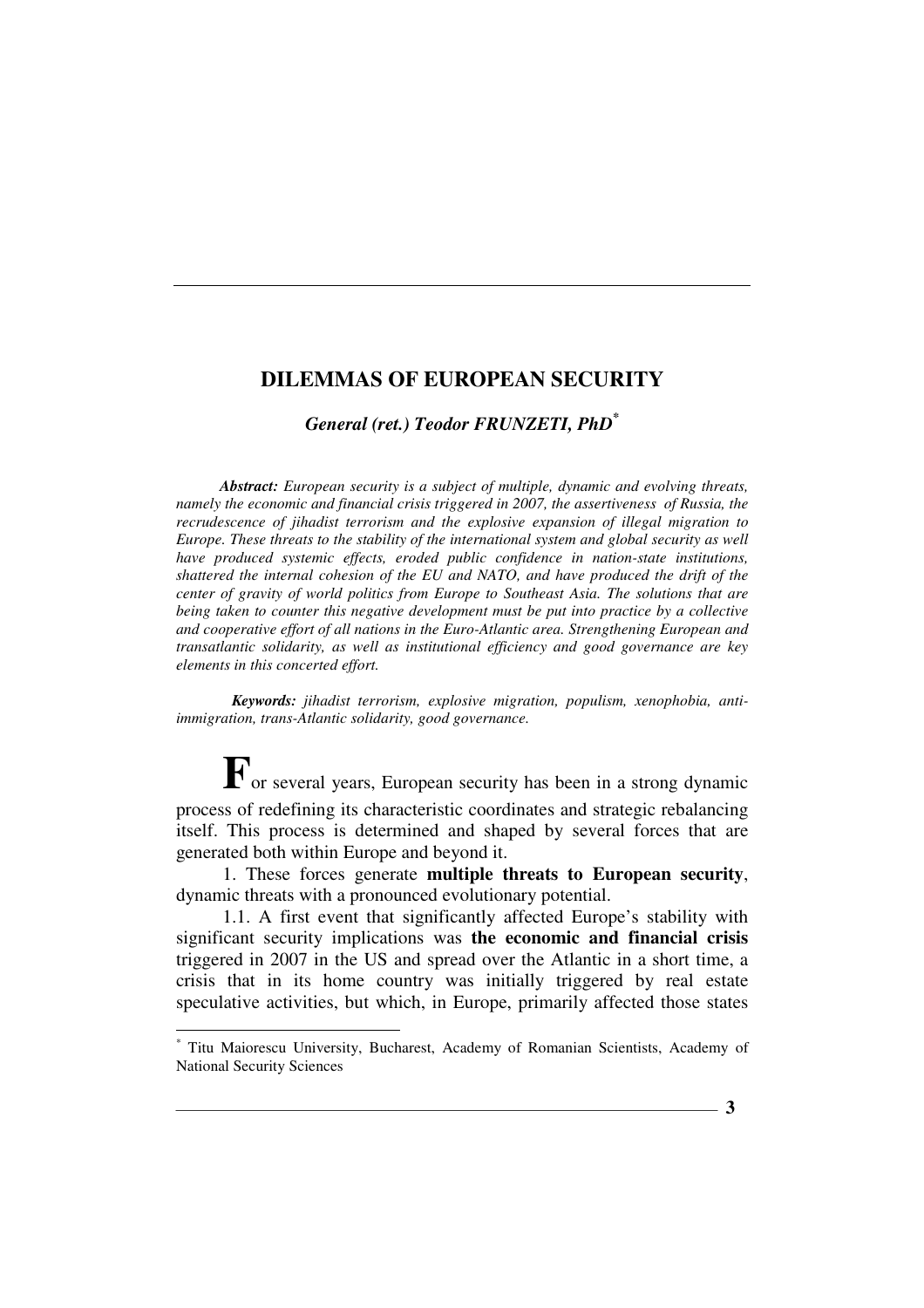# DILEMMAS OF EUROPEAN SECURITY

***General (ret.) Teodor FRUNZETI, PhD*** [*]

***Abstract:*** *European security is a subject of multiple, dynamic and evolving threats, namely the economic and financial crisis triggered in 2007, the assertiveness of Russia, the recrudescence of jihadist terrorism and the explosive expansion of illegal migration to Europe. These threats to the stability of the international system and global security as well have produced systemic effects, eroded public confidence in nation-state institutions, shattered the internal cohesion of the EU and NATO, and have produced the drift of the center of gravity of world politics from Europe to Southeast Asia. The solutions that are being taken to counter this negative development must be put into practice by a collective and cooperative effort of all nations in the Euro-Atlantic area. Strengthening European and transatlantic solidarity, as well as institutional efficiency and good governance are key elements in this concerted effort.*

***Keywords:*** *jihadist terrorism, explosive migration, populism, xenophobia, anti-immigration, trans-Atlantic solidarity, good governance.*

**F**or several years, European security has been in a strong dynamic process of redefining its characteristic coordinates and strategic rebalancing itself. This process is determined and shaped by several forces that are generated both within Europe and beyond it.

1. These forces generate **multiple threats to European security**, dynamic threats with a pronounced evolutionary potential.

1.1. A first event that significantly affected Europe's stability with significant security implications was **the economic and financial crisis** triggered in 2007 in the US and spread over the Atlantic in a short time, a crisis that in its home country was initially triggered by real estate speculative activities, but which, in Europe, primarily affected those states

[*] Titu Maiorescu University, Bucharest, Academy of Romanian Scientists, Academy of National Security Sciences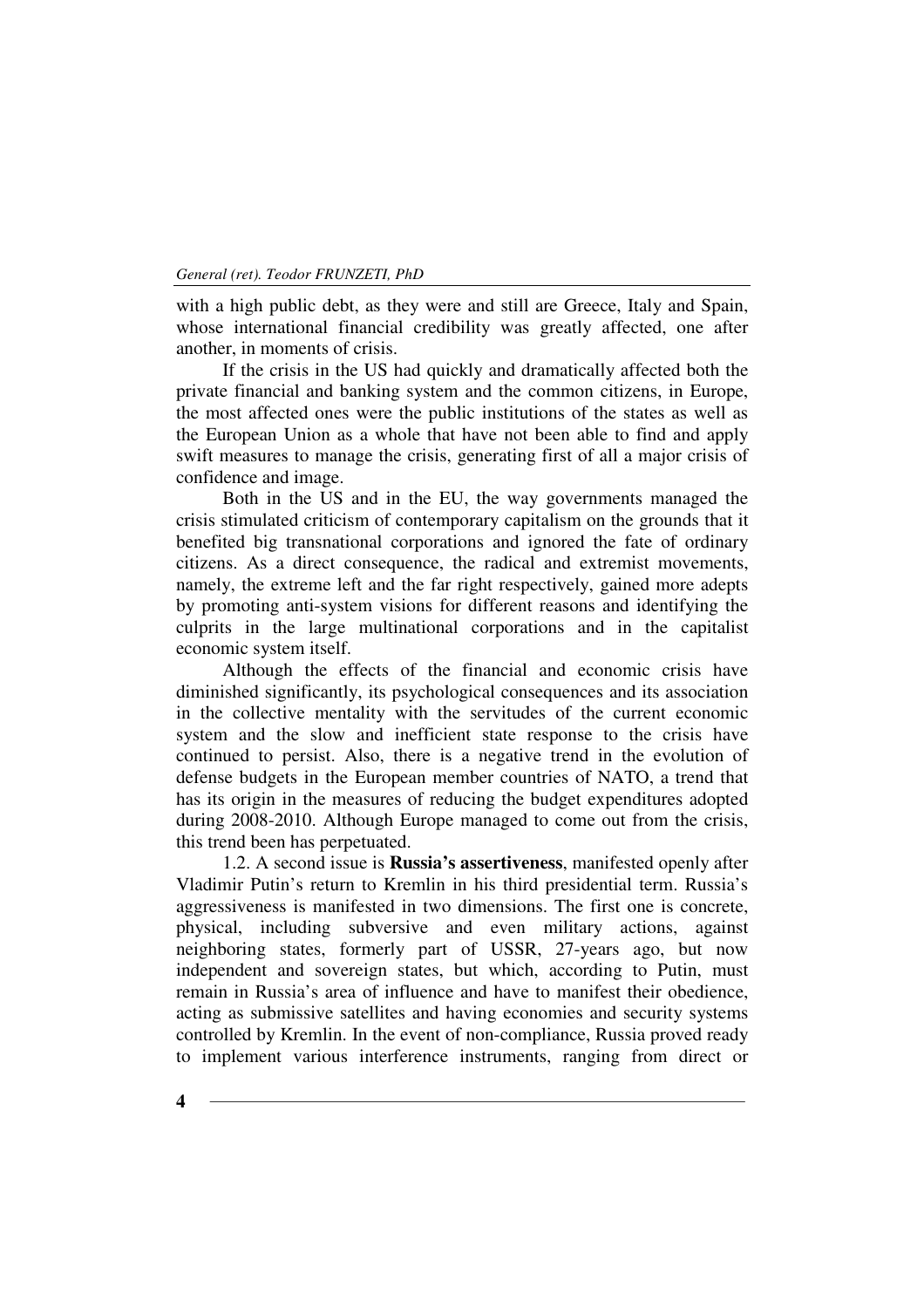with a high public debt, as they were and still are Greece, Italy and Spain, whose international financial credibility was greatly affected, one after another, in moments of crisis.

If the crisis in the US had quickly and dramatically affected both the private financial and banking system and the common citizens, in Europe, the most affected ones were the public institutions of the states as well as the European Union as a whole that have not been able to find and apply swift measures to manage the crisis, generating first of all a major crisis of confidence and image.

Both in the US and in the EU, the way governments managed the crisis stimulated criticism of contemporary capitalism on the grounds that it benefited big transnational corporations and ignored the fate of ordinary citizens. As a direct consequence, the radical and extremist movements, namely, the extreme left and the far right respectively, gained more adepts by promoting anti-system visions for different reasons and identifying the culprits in the large multinational corporations and in the capitalist economic system itself.

Although the effects of the financial and economic crisis have diminished significantly, its psychological consequences and its association in the collective mentality with the servitudes of the current economic system and the slow and inefficient state response to the crisis have continued to persist. Also, there is a negative trend in the evolution of defense budgets in the European member countries of NATO, a trend that has its origin in the measures of reducing the budget expenditures adopted during 2008-2010. Although Europe managed to come out from the crisis, this trend been has perpetuated.

1.2. A second issue is **Russia's assertiveness**, manifested openly after Vladimir Putin's return to Kremlin in his third presidential term. Russia's aggressiveness is manifested in two dimensions. The first one is concrete, physical, including subversive and even military actions, against neighboring states, formerly part of USSR, 27-years ago, but now independent and sovereign states, but which, according to Putin, must remain in Russia's area of influence and have to manifest their obedience, acting as submissive satellites and having economies and security systems controlled by Kremlin. In the event of non-compliance, Russia proved ready to implement various interference instruments, ranging from direct or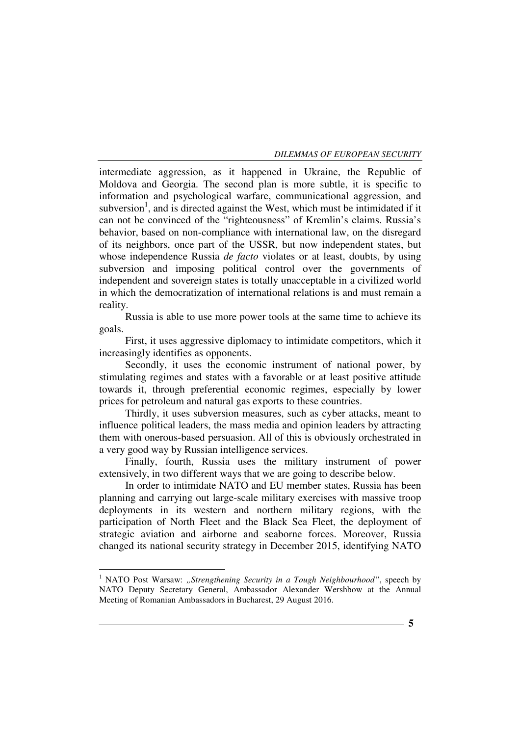intermediate aggression, as it happened in Ukraine, the Republic of Moldova and Georgia. The second plan is more subtle, it is specific to information and psychological warfare, communicational aggression, and subversion[1], and is directed against the West, which must be intimidated if it can not be convinced of the "righteousness" of Kremlin's claims. Russia's behavior, based on non-compliance with international law, on the disregard of its neighbors, once part of the USSR, but now independent states, but whose independence Russia *de facto* violates or at least, doubts, by using subversion and imposing political control over the governments of independent and sovereign states is totally unacceptable in a civilized world in which the democratization of international relations is and must remain a reality.

Russia is able to use more power tools at the same time to achieve its goals.

First, it uses aggressive diplomacy to intimidate competitors, which it increasingly identifies as opponents.

Secondly, it uses the economic instrument of national power, by stimulating regimes and states with a favorable or at least positive attitude towards it, through preferential economic regimes, especially by lower prices for petroleum and natural gas exports to these countries.

Thirdly, it uses subversion measures, such as cyber attacks, meant to influence political leaders, the mass media and opinion leaders by attracting them with onerous-based persuasion. All of this is obviously orchestrated in a very good way by Russian intelligence services.

Finally, fourth, Russia uses the military instrument of power extensively, in two different ways that we are going to describe below.

In order to intimidate NATO and EU member states, Russia has been planning and carrying out large-scale military exercises with massive troop deployments in its western and northern military regions, with the participation of North Fleet and the Black Sea Fleet, the deployment of strategic aviation and airborne and seaborne forces. Moreover, Russia changed its national security strategy in December 2015, identifying NATO

---

[1] NATO Post Warsaw: *„Strengthening Security in a Tough Neighbourhood"*, speech by NATO Deputy Secretary General, Ambassador Alexander Wershbow at the Annual Meeting of Romanian Ambassadors in Bucharest, 29 August 2016.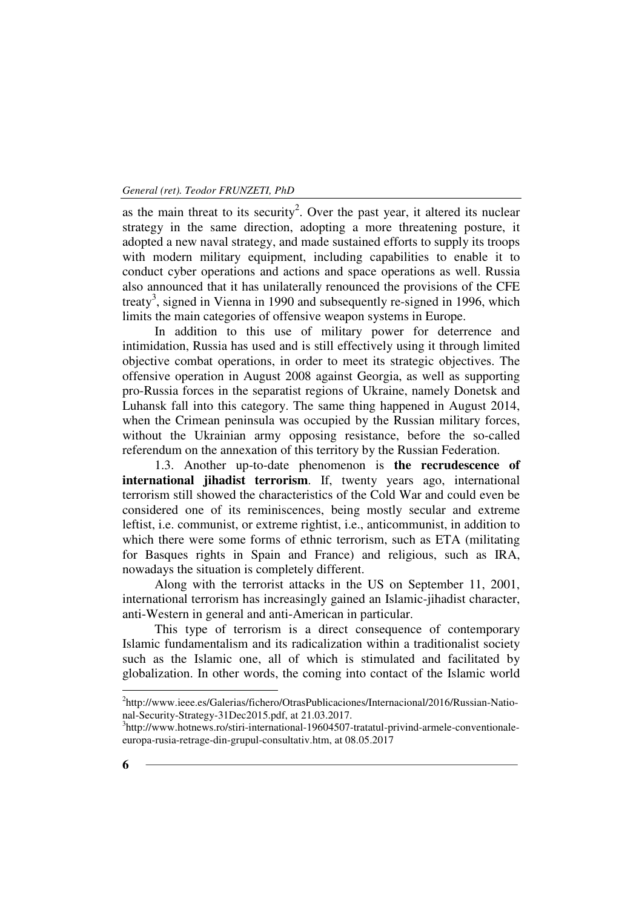as the main threat to its security[2]. Over the past year, it altered its nuclear strategy in the same direction, adopting a more threatening posture, it adopted a new naval strategy, and made sustained efforts to supply its troops with modern military equipment, including capabilities to enable it to conduct cyber operations and actions and space operations as well. Russia also announced that it has unilaterally renounced the provisions of the CFE treaty[3], signed in Vienna in 1990 and subsequently re-signed in 1996, which limits the main categories of offensive weapon systems in Europe.

In addition to this use of military power for deterrence and intimidation, Russia has used and is still effectively using it through limited objective combat operations, in order to meet its strategic objectives. The offensive operation in August 2008 against Georgia, as well as supporting pro-Russia forces in the separatist regions of Ukraine, namely Donetsk and Luhansk fall into this category. The same thing happened in August 2014, when the Crimean peninsula was occupied by the Russian military forces, without the Ukrainian army opposing resistance, before the so-called referendum on the annexation of this territory by the Russian Federation.

1.3. Another up-to-date phenomenon is **the recrudescence of international jihadist terrorism**. If, twenty years ago, international terrorism still showed the characteristics of the Cold War and could even be considered one of its reminiscences, being mostly secular and extreme leftist, i.e. communist, or extreme rightist, i.e., anticommunist, in addition to which there were some forms of ethnic terrorism, such as ETA (militating for Basques rights in Spain and France) and religious, such as IRA, nowadays the situation is completely different.

Along with the terrorist attacks in the US on September 11, 2001, international terrorism has increasingly gained an Islamic-jihadist character, anti-Western in general and anti-American in particular.

This type of terrorism is a direct consequence of contemporary Islamic fundamentalism and its radicalization within a traditionalist society such as the Islamic one, all of which is stimulated and facilitated by globalization. In other words, the coming into contact of the Islamic world

---

[2] http://www.ieee.es/Galerias/fichero/OtrasPublicaciones/Internacional/2016/Russian-National-Security-Strategy-31Dec2015.pdf, at 21.03.2017.

[3] http://www.hotnews.ro/stiri-international-19604507-tratatul-privind-armele-conventionale-europa-rusia-retrage-din-grupul-consultativ.htm, at 08.05.2017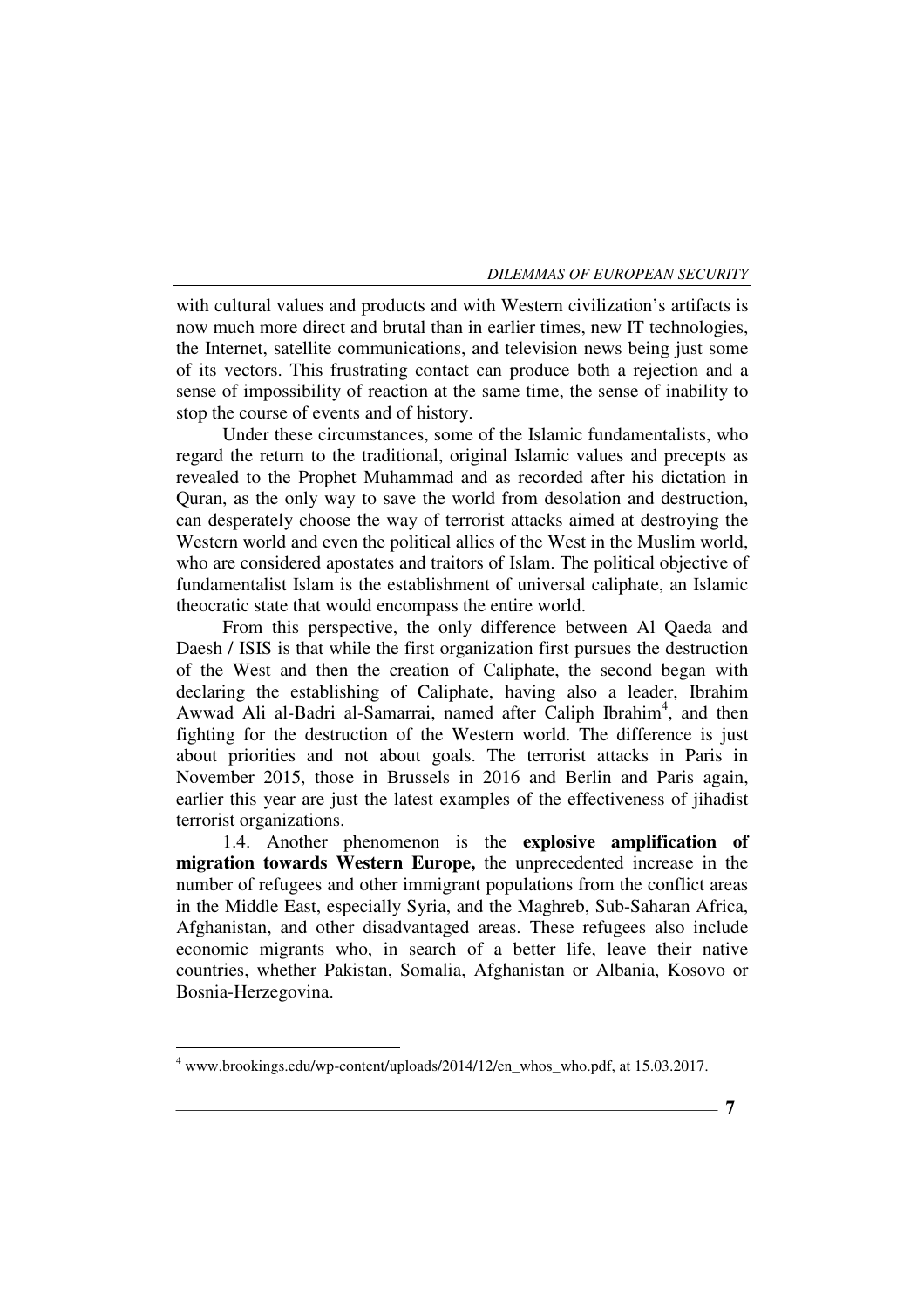with cultural values and products and with Western civilization's artifacts is now much more direct and brutal than in earlier times, new IT technologies, the Internet, satellite communications, and television news being just some of its vectors. This frustrating contact can produce both a rejection and a sense of impossibility of reaction at the same time, the sense of inability to stop the course of events and of history.

Under these circumstances, some of the Islamic fundamentalists, who regard the return to the traditional, original Islamic values and precepts as revealed to the Prophet Muhammad and as recorded after his dictation in Quran, as the only way to save the world from desolation and destruction, can desperately choose the way of terrorist attacks aimed at destroying the Western world and even the political allies of the West in the Muslim world, who are considered apostates and traitors of Islam. The political objective of fundamentalist Islam is the establishment of universal caliphate, an Islamic theocratic state that would encompass the entire world.

From this perspective, the only difference between Al Qaeda and Daesh / ISIS is that while the first organization first pursues the destruction of the West and then the creation of Caliphate, the second began with declaring the establishing of Caliphate, having also a leader, Ibrahim Awwad Ali al-Badri al-Samarrai, named after Caliph Ibrahim[4], and then fighting for the destruction of the Western world. The difference is just about priorities and not about goals. The terrorist attacks in Paris in November 2015, those in Brussels in 2016 and Berlin and Paris again, earlier this year are just the latest examples of the effectiveness of jihadist terrorist organizations.

1.4. Another phenomenon is the **explosive amplification of migration towards Western Europe,** the unprecedented increase in the number of refugees and other immigrant populations from the conflict areas in the Middle East, especially Syria, and the Maghreb, Sub-Saharan Africa, Afghanistan, and other disadvantaged areas. These refugees also include economic migrants who, in search of a better life, leave their native countries, whether Pakistan, Somalia, Afghanistan or Albania, Kosovo or Bosnia-Herzegovina.

---

[4] www.brookings.edu/wp-content/uploads/2014/12/en_whos_who.pdf, at 15.03.2017.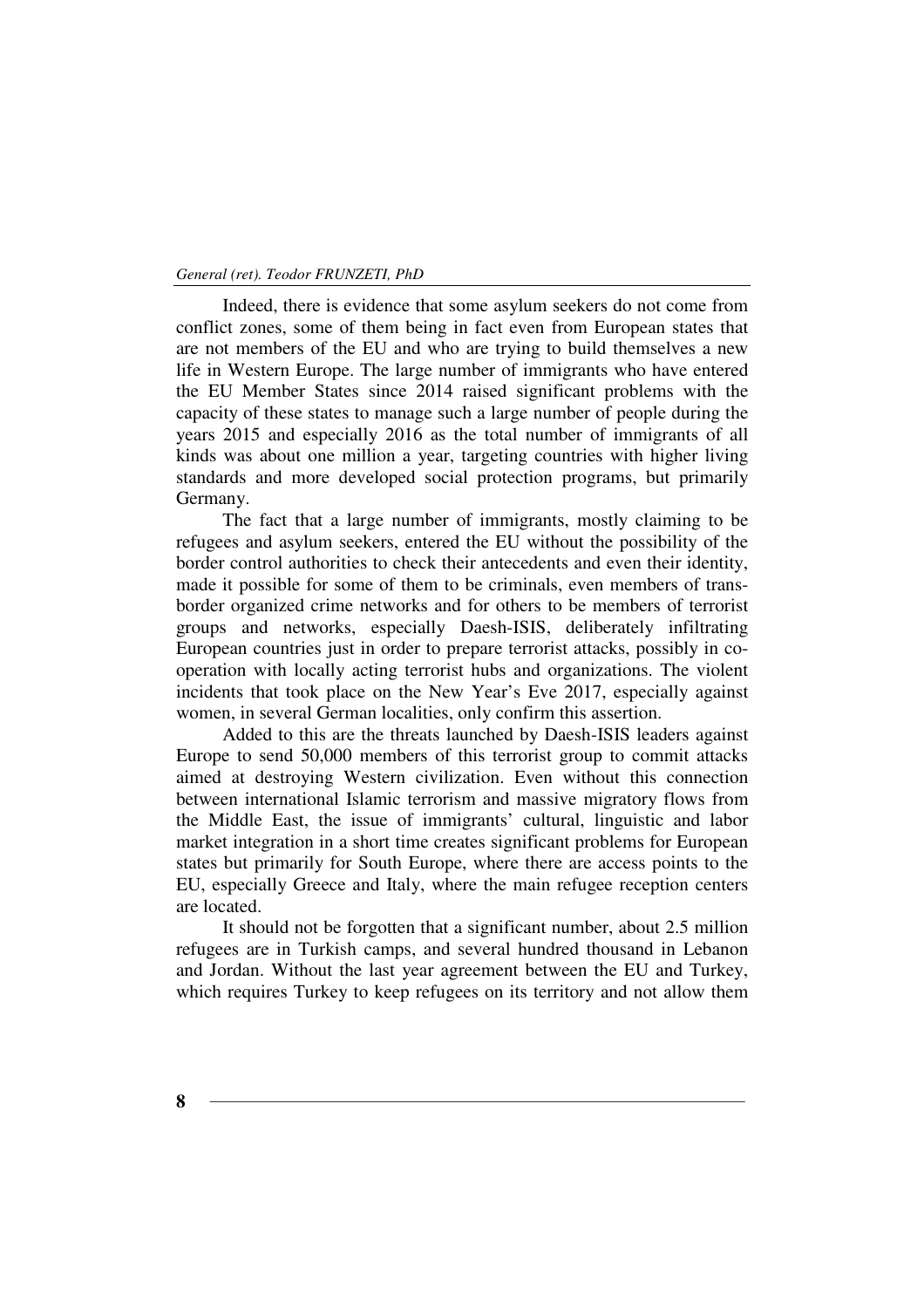Indeed, there is evidence that some asylum seekers do not come from conflict zones, some of them being in fact even from European states that are not members of the EU and who are trying to build themselves a new life in Western Europe. The large number of immigrants who have entered the EU Member States since 2014 raised significant problems with the capacity of these states to manage such a large number of people during the years 2015 and especially 2016 as the total number of immigrants of all kinds was about one million a year, targeting countries with higher living standards and more developed social protection programs, but primarily Germany.

The fact that a large number of immigrants, mostly claiming to be refugees and asylum seekers, entered the EU without the possibility of the border control authorities to check their antecedents and even their identity, made it possible for some of them to be criminals, even members of trans-border organized crime networks and for others to be members of terrorist groups and networks, especially Daesh-ISIS, deliberately infiltrating European countries just in order to prepare terrorist attacks, possibly in co-operation with locally acting terrorist hubs and organizations. The violent incidents that took place on the New Year's Eve 2017, especially against women, in several German localities, only confirm this assertion.

Added to this are the threats launched by Daesh-ISIS leaders against Europe to send 50,000 members of this terrorist group to commit attacks aimed at destroying Western civilization. Even without this connection between international Islamic terrorism and massive migratory flows from the Middle East, the issue of immigrants' cultural, linguistic and labor market integration in a short time creates significant problems for European states but primarily for South Europe, where there are access points to the EU, especially Greece and Italy, where the main refugee reception centers are located.

It should not be forgotten that a significant number, about 2.5 million refugees are in Turkish camps, and several hundred thousand in Lebanon and Jordan. Without the last year agreement between the EU and Turkey, which requires Turkey to keep refugees on its territory and not allow them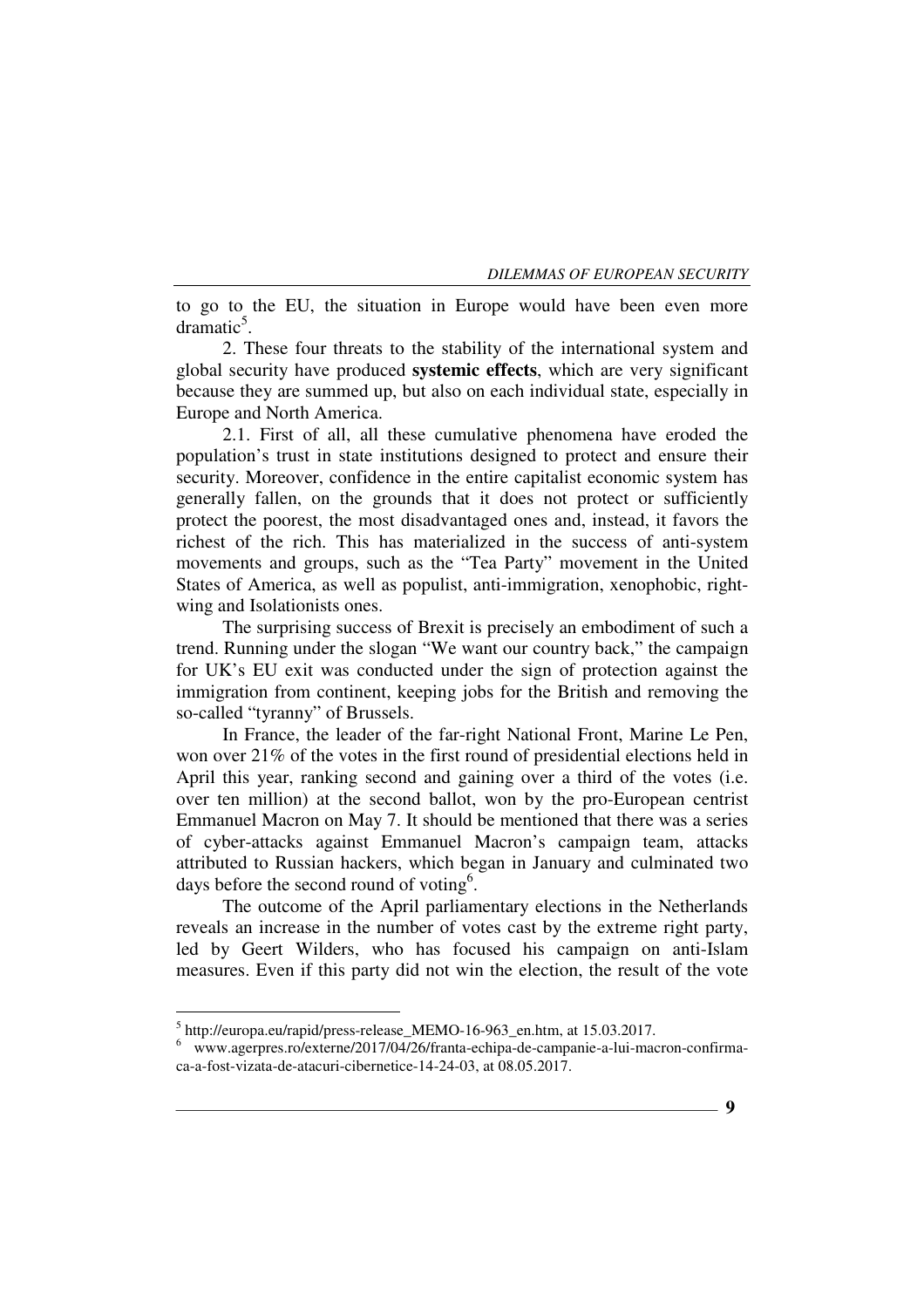to go to the EU, the situation in Europe would have been even more dramatic[5].

2. These four threats to the stability of the international system and global security have produced **systemic effects**, which are very significant because they are summed up, but also on each individual state, especially in Europe and North America.

2.1. First of all, all these cumulative phenomena have eroded the population's trust in state institutions designed to protect and ensure their security. Moreover, confidence in the entire capitalist economic system has generally fallen, on the grounds that it does not protect or sufficiently protect the poorest, the most disadvantaged ones and, instead, it favors the richest of the rich. This has materialized in the success of anti-system movements and groups, such as the "Tea Party" movement in the United States of America, as well as populist, anti-immigration, xenophobic, right-wing and Isolationists ones.

The surprising success of Brexit is precisely an embodiment of such a trend. Running under the slogan "We want our country back," the campaign for UK's EU exit was conducted under the sign of protection against the immigration from continent, keeping jobs for the British and removing the so-called "tyranny" of Brussels.

In France, the leader of the far-right National Front, Marine Le Pen, won over 21% of the votes in the first round of presidential elections held in April this year, ranking second and gaining over a third of the votes (i.e. over ten million) at the second ballot, won by the pro-European centrist Emmanuel Macron on May 7. It should be mentioned that there was a series of cyber-attacks against Emmanuel Macron's campaign team, attacks attributed to Russian hackers, which began in January and culminated two days before the second round of voting[6].

The outcome of the April parliamentary elections in the Netherlands reveals an increase in the number of votes cast by the extreme right party, led by Geert Wilders, who has focused his campaign on anti-Islam measures. Even if this party did not win the election, the result of the vote

---

[5] http://europa.eu/rapid/press-release_MEMO-16-963_en.htm, at 15.03.2017.

[6] www.agerpres.ro/externe/2017/04/26/franta-echipa-de-campanie-a-lui-macron-confirma-ca-a-fost-vizata-de-atacuri-cibernetice-14-24-03, at 08.05.2017.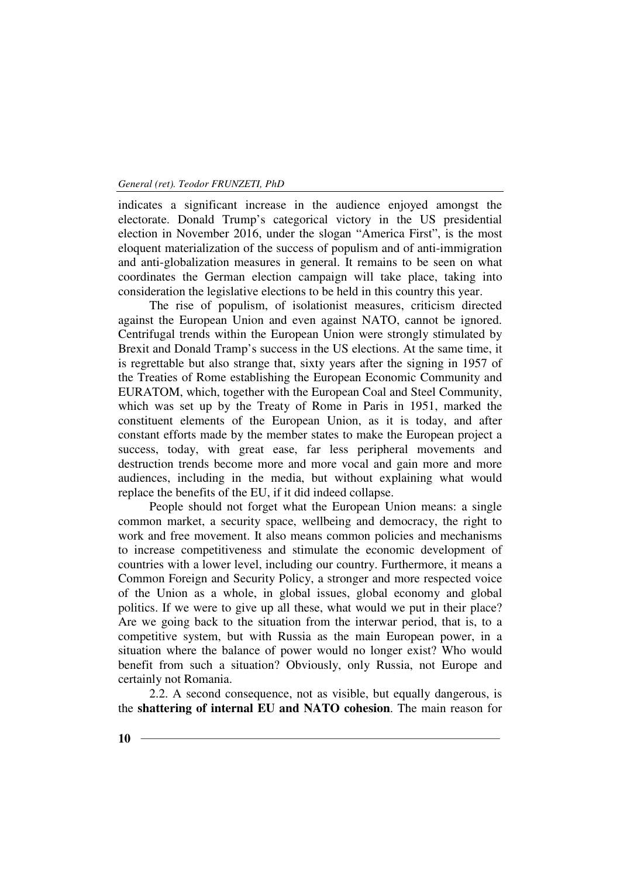indicates a significant increase in the audience enjoyed amongst the electorate. Donald Trump's categorical victory in the US presidential election in November 2016, under the slogan "America First", is the most eloquent materialization of the success of populism and of anti-immigration and anti-globalization measures in general. It remains to be seen on what coordinates the German election campaign will take place, taking into consideration the legislative elections to be held in this country this year.

The rise of populism, of isolationist measures, criticism directed against the European Union and even against NATO, cannot be ignored. Centrifugal trends within the European Union were strongly stimulated by Brexit and Donald Tramp's success in the US elections. At the same time, it is regrettable but also strange that, sixty years after the signing in 1957 of the Treaties of Rome establishing the European Economic Community and EURATOM, which, together with the European Coal and Steel Community, which was set up by the Treaty of Rome in Paris in 1951, marked the constituent elements of the European Union, as it is today, and after constant efforts made by the member states to make the European project a success, today, with great ease, far less peripheral movements and destruction trends become more and more vocal and gain more and more audiences, including in the media, but without explaining what would replace the benefits of the EU, if it did indeed collapse.

People should not forget what the European Union means: a single common market, a security space, wellbeing and democracy, the right to work and free movement. It also means common policies and mechanisms to increase competitiveness and stimulate the economic development of countries with a lower level, including our country. Furthermore, it means a Common Foreign and Security Policy, a stronger and more respected voice of the Union as a whole, in global issues, global economy and global politics. If we were to give up all these, what would we put in their place? Are we going back to the situation from the interwar period, that is, to a competitive system, but with Russia as the main European power, in a situation where the balance of power would no longer exist? Who would benefit from such a situation? Obviously, only Russia, not Europe and certainly not Romania.

2.2. A second consequence, not as visible, but equally dangerous, is the **shattering of internal EU and NATO cohesion**. The main reason for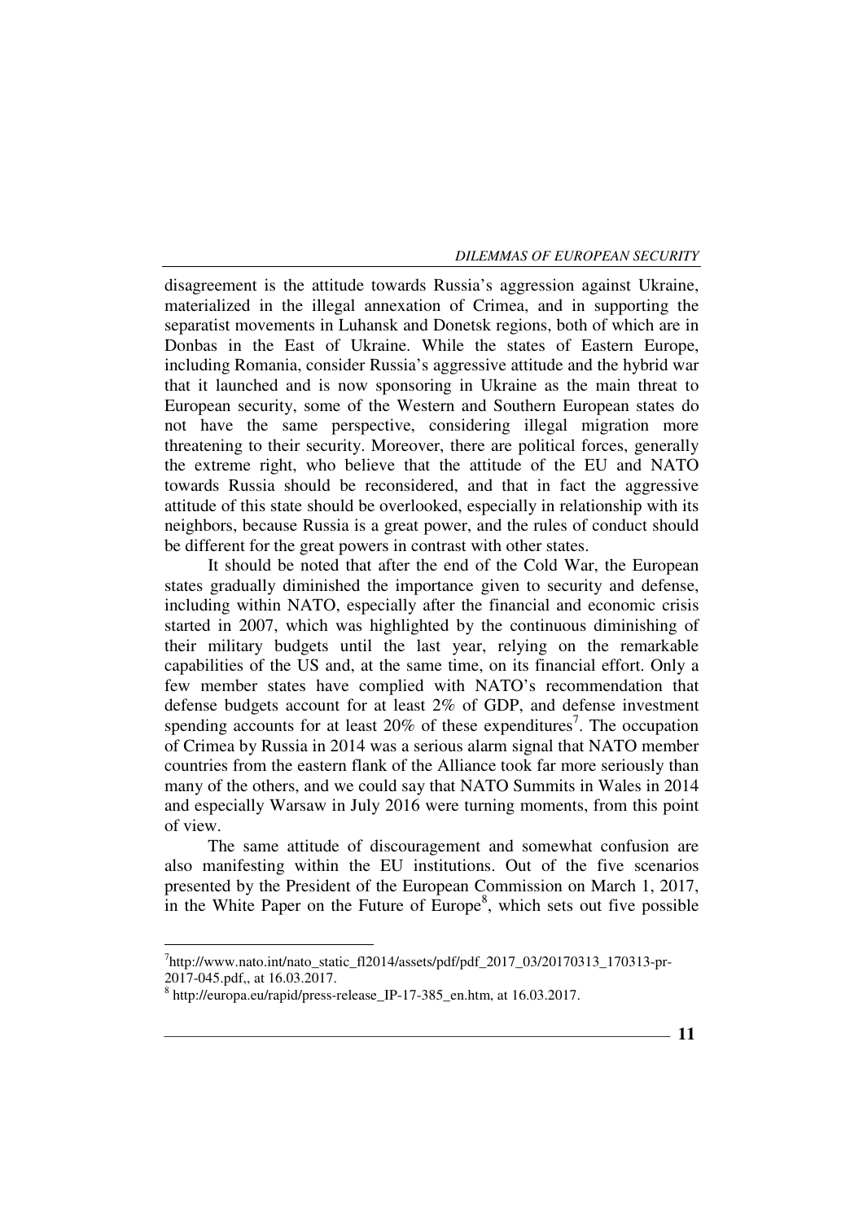disagreement is the attitude towards Russia's aggression against Ukraine, materialized in the illegal annexation of Crimea, and in supporting the separatist movements in Luhansk and Donetsk regions, both of which are in Donbas in the East of Ukraine. While the states of Eastern Europe, including Romania, consider Russia's aggressive attitude and the hybrid war that it launched and is now sponsoring in Ukraine as the main threat to European security, some of the Western and Southern European states do not have the same perspective, considering illegal migration more threatening to their security. Moreover, there are political forces, generally the extreme right, who believe that the attitude of the EU and NATO towards Russia should be reconsidered, and that in fact the aggressive attitude of this state should be overlooked, especially in relationship with its neighbors, because Russia is a great power, and the rules of conduct should be different for the great powers in contrast with other states.

It should be noted that after the end of the Cold War, the European states gradually diminished the importance given to security and defense, including within NATO, especially after the financial and economic crisis started in 2007, which was highlighted by the continuous diminishing of their military budgets until the last year, relying on the remarkable capabilities of the US and, at the same time, on its financial effort. Only a few member states have complied with NATO's recommendation that defense budgets account for at least 2% of GDP, and defense investment spending accounts for at least 20% of these expenditures[7]. The occupation of Crimea by Russia in 2014 was a serious alarm signal that NATO member countries from the eastern flank of the Alliance took far more seriously than many of the others, and we could say that NATO Summits in Wales in 2014 and especially Warsaw in July 2016 were turning moments, from this point of view.

The same attitude of discouragement and somewhat confusion are also manifesting within the EU institutions. Out of the five scenarios presented by the President of the European Commission on March 1, 2017, in the White Paper on the Future of Europe[8], which sets out five possible

---

[7] http://www.nato.int/nato_static_fl2014/assets/pdf/pdf_2017_03/20170313_170313-pr-2017-045.pdf,, at 16.03.2017.

[8] http://europa.eu/rapid/press-release_IP-17-385_en.htm, at 16.03.2017.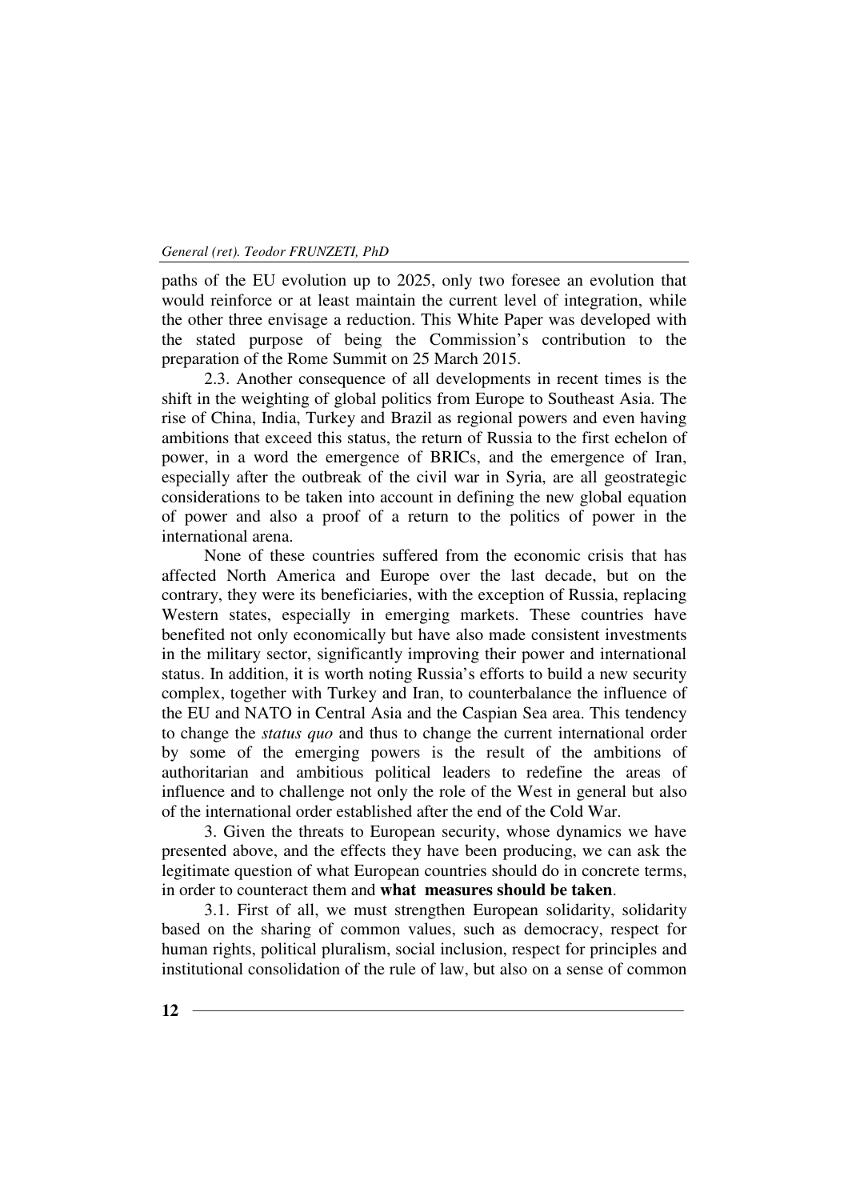paths of the EU evolution up to 2025, only two foresee an evolution that would reinforce or at least maintain the current level of integration, while the other three envisage a reduction. This White Paper was developed with the stated purpose of being the Commission's contribution to the preparation of the Rome Summit on 25 March 2015.

2.3. Another consequence of all developments in recent times is the shift in the weighting of global politics from Europe to Southeast Asia. The rise of China, India, Turkey and Brazil as regional powers and even having ambitions that exceed this status, the return of Russia to the first echelon of power, in a word the emergence of BRICs, and the emergence of Iran, especially after the outbreak of the civil war in Syria, are all geostrategic considerations to be taken into account in defining the new global equation of power and also a proof of a return to the politics of power in the international arena.

None of these countries suffered from the economic crisis that has affected North America and Europe over the last decade, but on the contrary, they were its beneficiaries, with the exception of Russia, replacing Western states, especially in emerging markets. These countries have benefited not only economically but have also made consistent investments in the military sector, significantly improving their power and international status. In addition, it is worth noting Russia's efforts to build a new security complex, together with Turkey and Iran, to counterbalance the influence of the EU and NATO in Central Asia and the Caspian Sea area. This tendency to change the *status quo* and thus to change the current international order by some of the emerging powers is the result of the ambitions of authoritarian and ambitious political leaders to redefine the areas of influence and to challenge not only the role of the West in general but also of the international order established after the end of the Cold War.

3. Given the threats to European security, whose dynamics we have presented above, and the effects they have been producing, we can ask the legitimate question of what European countries should do in concrete terms, in order to counteract them and **what measures should be taken**.

3.1. First of all, we must strengthen European solidarity, solidarity based on the sharing of common values, such as democracy, respect for human rights, political pluralism, social inclusion, respect for principles and institutional consolidation of the rule of law, but also on a sense of common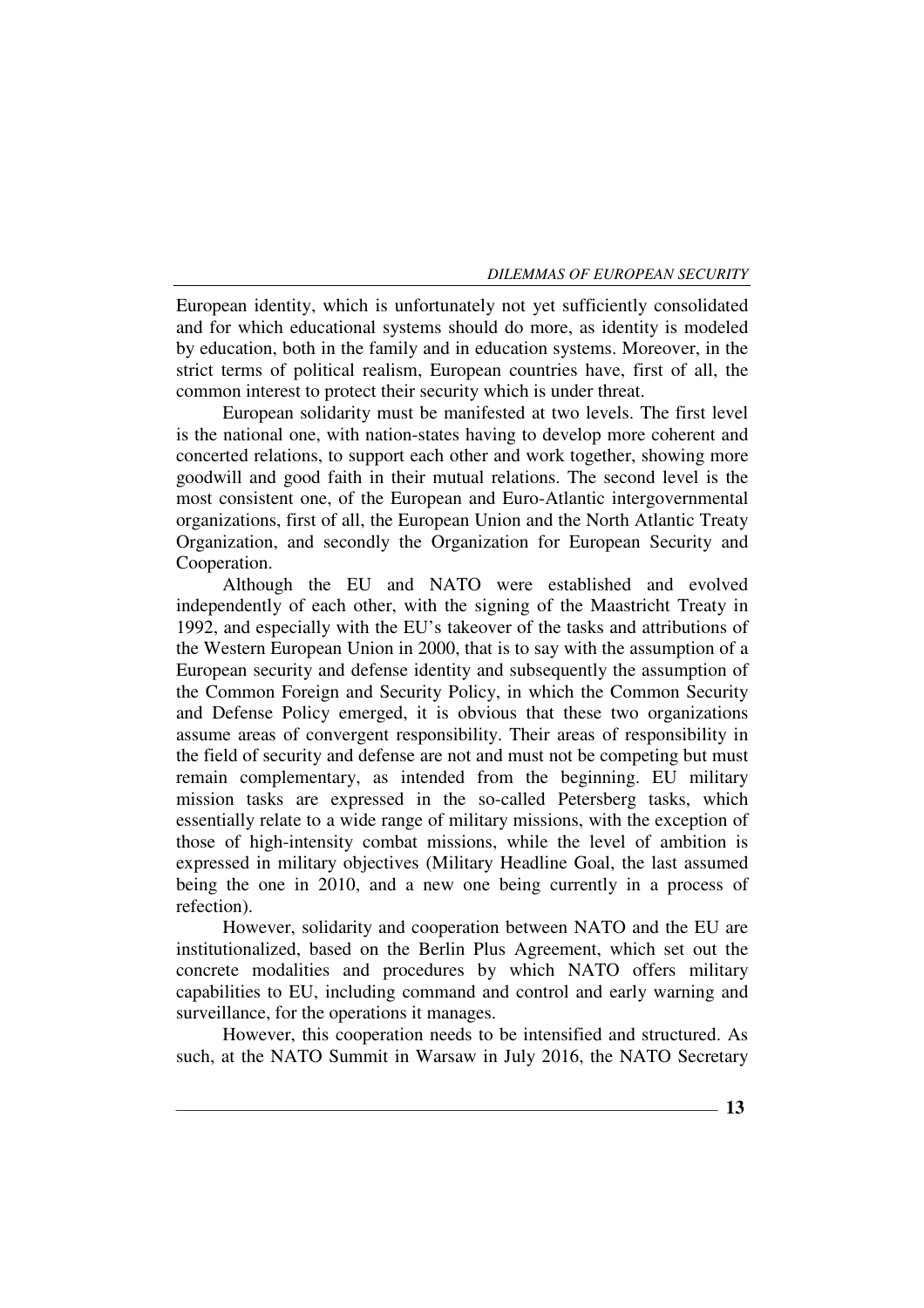European identity, which is unfortunately not yet sufficiently consolidated and for which educational systems should do more, as identity is modeled by education, both in the family and in education systems. Moreover, in the strict terms of political realism, European countries have, first of all, the common interest to protect their security which is under threat.

European solidarity must be manifested at two levels. The first level is the national one, with nation-states having to develop more coherent and concerted relations, to support each other and work together, showing more goodwill and good faith in their mutual relations. The second level is the most consistent one, of the European and Euro-Atlantic intergovernmental organizations, first of all, the European Union and the North Atlantic Treaty Organization, and secondly the Organization for European Security and Cooperation.

Although the EU and NATO were established and evolved independently of each other, with the signing of the Maastricht Treaty in 1992, and especially with the EU's takeover of the tasks and attributions of the Western European Union in 2000, that is to say with the assumption of a European security and defense identity and subsequently the assumption of the Common Foreign and Security Policy, in which the Common Security and Defense Policy emerged, it is obvious that these two organizations assume areas of convergent responsibility. Their areas of responsibility in the field of security and defense are not and must not be competing but must remain complementary, as intended from the beginning. EU military mission tasks are expressed in the so-called Petersberg tasks, which essentially relate to a wide range of military missions, with the exception of those of high-intensity combat missions, while the level of ambition is expressed in military objectives (Military Headline Goal, the last assumed being the one in 2010, and a new one being currently in a process of refection).

However, solidarity and cooperation between NATO and the EU are institutionalized, based on the Berlin Plus Agreement, which set out the concrete modalities and procedures by which NATO offers military capabilities to EU, including command and control and early warning and surveillance, for the operations it manages.

However, this cooperation needs to be intensified and structured. As such, at the NATO Summit in Warsaw in July 2016, the NATO Secretary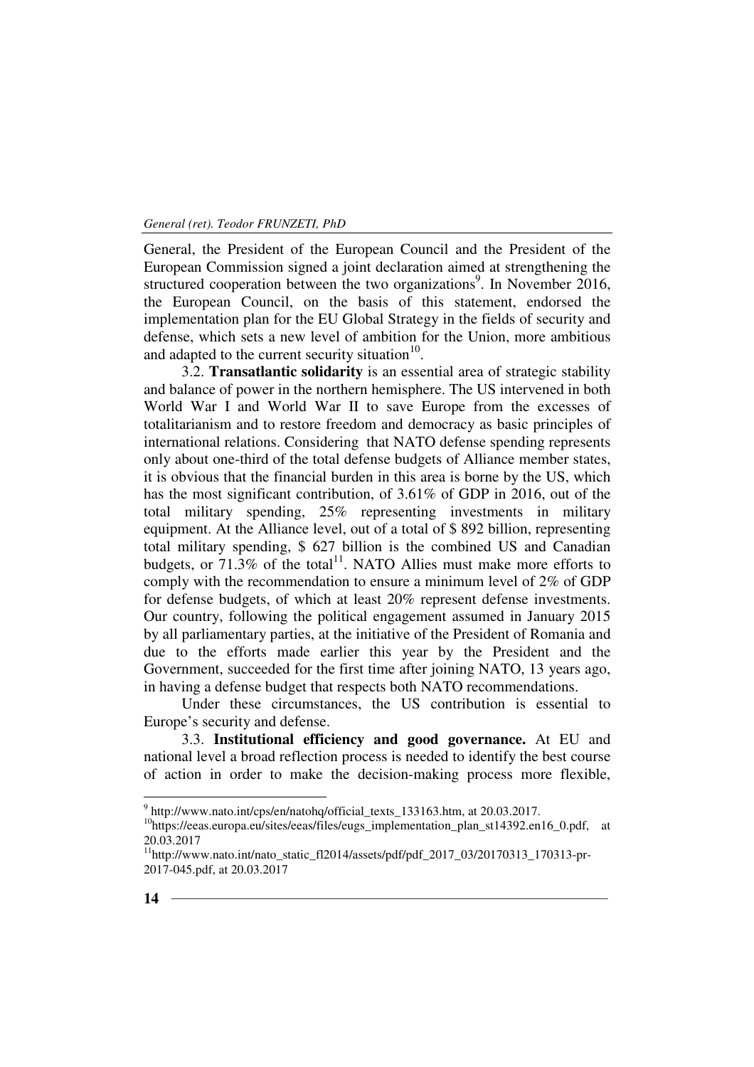General, the President of the European Council and the President of the European Commission signed a joint declaration aimed at strengthening the structured cooperation between the two organizations[9]. In November 2016, the European Council, on the basis of this statement, endorsed the implementation plan for the EU Global Strategy in the fields of security and defense, which sets a new level of ambition for the Union, more ambitious and adapted to the current security situation[10].

3.2. **Transatlantic solidarity** is an essential area of strategic stability and balance of power in the northern hemisphere. The US intervened in both World War I and World War II to save Europe from the excesses of totalitarianism and to restore freedom and democracy as basic principles of international relations. Considering that NATO defense spending represents only about one-third of the total defense budgets of Alliance member states, it is obvious that the financial burden in this area is borne by the US, which has the most significant contribution, of 3.61% of GDP in 2016, out of the total military spending, 25% representing investments in military equipment. At the Alliance level, out of a total of $ 892 billion, representing total military spending, $ 627 billion is the combined US and Canadian budgets, or 71.3% of the total[11]. NATO Allies must make more efforts to comply with the recommendation to ensure a minimum level of 2% of GDP for defense budgets, of which at least 20% represent defense investments. Our country, following the political engagement assumed in January 2015 by all parliamentary parties, at the initiative of the President of Romania and due to the efforts made earlier this year by the President and the Government, succeeded for the first time after joining NATO, 13 years ago, in having a defense budget that respects both NATO recommendations.

Under these circumstances, the US contribution is essential to Europe's security and defense.

3.3. **Institutional efficiency and good governance.** At EU and national level a broad reflection process is needed to identify the best course of action in order to make the decision-making process more flexible,

---

[9] http://www.nato.int/cps/en/natohq/official_texts_133163.htm, at 20.03.2017.

[10] https://eeas.europa.eu/sites/eeas/files/eugs_implementation_plan_st14392.en16_0.pdf, at 20.03.2017

[11] http://www.nato.int/nato_static_fl2014/assets/pdf/pdf_2017_03/20170313_170313-pr-2017-045.pdf, at 20.03.2017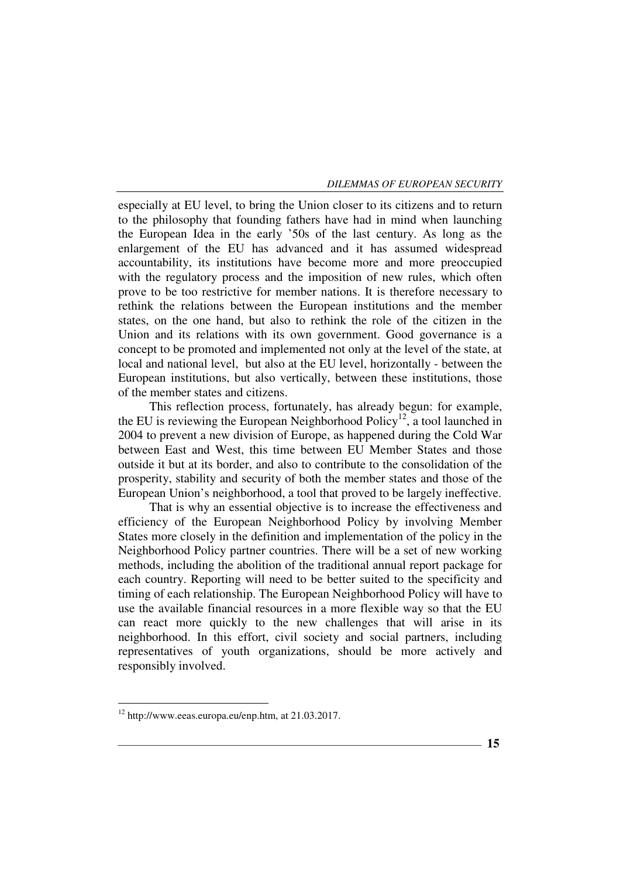especially at EU level, to bring the Union closer to its citizens and to return to the philosophy that founding fathers have had in mind when launching the European Idea in the early '50s of the last century. As long as the enlargement of the EU has advanced and it has assumed widespread accountability, its institutions have become more and more preoccupied with the regulatory process and the imposition of new rules, which often prove to be too restrictive for member nations. It is therefore necessary to rethink the relations between the European institutions and the member states, on the one hand, but also to rethink the role of the citizen in the Union and its relations with its own government. Good governance is a concept to be promoted and implemented not only at the level of the state, at local and national level, but also at the EU level, horizontally - between the European institutions, but also vertically, between these institutions, those of the member states and citizens.

This reflection process, fortunately, has already begun: for example, the EU is reviewing the European Neighborhood Policy[12], a tool launched in 2004 to prevent a new division of Europe, as happened during the Cold War between East and West, this time between EU Member States and those outside it but at its border, and also to contribute to the consolidation of the prosperity, stability and security of both the member states and those of the European Union's neighborhood, a tool that proved to be largely ineffective.

That is why an essential objective is to increase the effectiveness and efficiency of the European Neighborhood Policy by involving Member States more closely in the definition and implementation of the policy in the Neighborhood Policy partner countries. There will be a set of new working methods, including the abolition of the traditional annual report package for each country. Reporting will need to be better suited to the specificity and timing of each relationship. The European Neighborhood Policy will have to use the available financial resources in a more flexible way so that the EU can react more quickly to the new challenges that will arise in its neighborhood. In this effort, civil society and social partners, including representatives of youth organizations, should be more actively and responsibly involved.

---

[12] http://www.eeas.europa.eu/enp.htm, at 21.03.2017.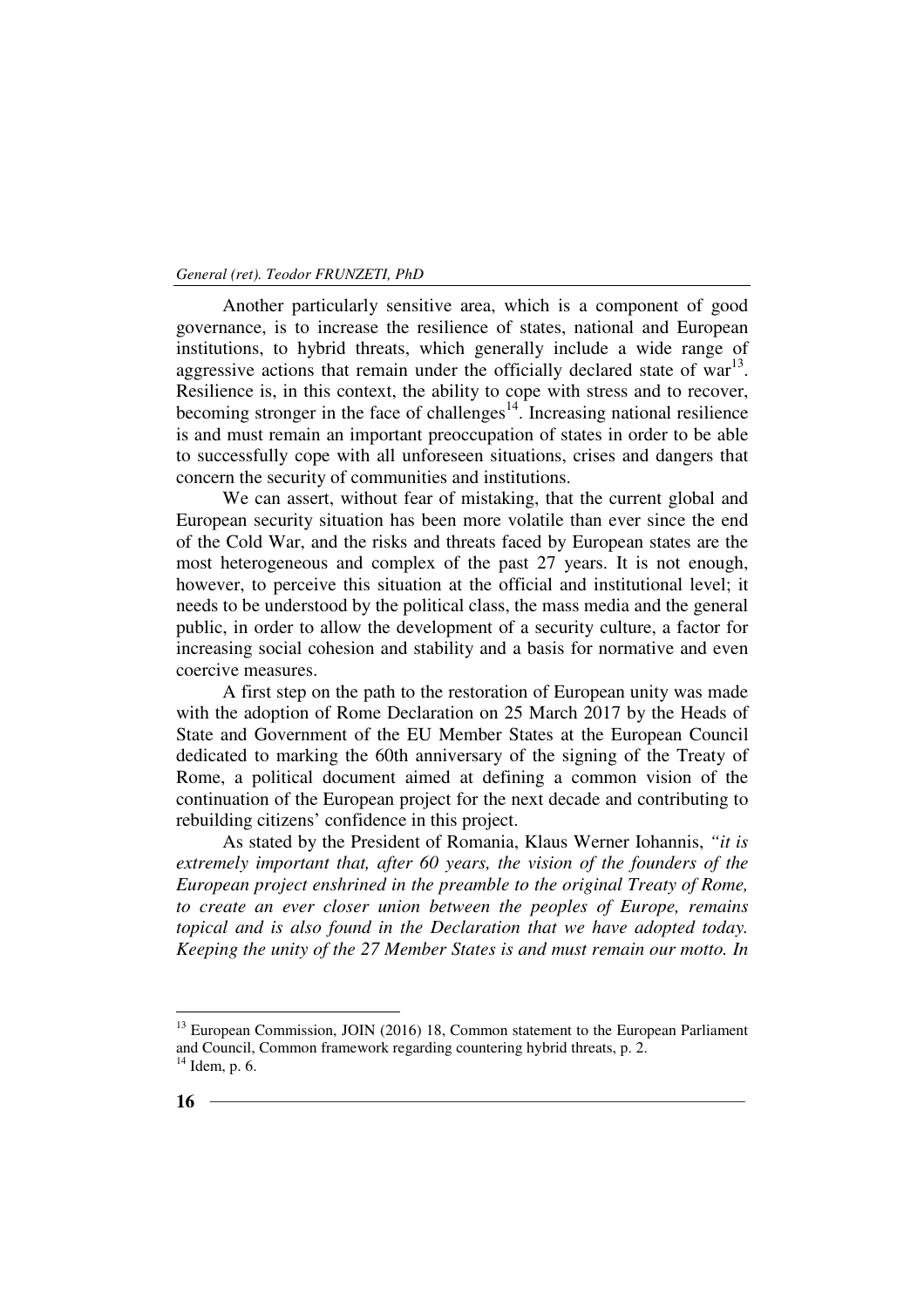Another particularly sensitive area, which is a component of good governance, is to increase the resilience of states, national and European institutions, to hybrid threats, which generally include a wide range of aggressive actions that remain under the officially declared state of war[13]. Resilience is, in this context, the ability to cope with stress and to recover, becoming stronger in the face of challenges[14]. Increasing national resilience is and must remain an important preoccupation of states in order to be able to successfully cope with all unforeseen situations, crises and dangers that concern the security of communities and institutions.

We can assert, without fear of mistaking, that the current global and European security situation has been more volatile than ever since the end of the Cold War, and the risks and threats faced by European states are the most heterogeneous and complex of the past 27 years. It is not enough, however, to perceive this situation at the official and institutional level; it needs to be understood by the political class, the mass media and the general public, in order to allow the development of a security culture, a factor for increasing social cohesion and stability and a basis for normative and even coercive measures.

A first step on the path to the restoration of European unity was made with the adoption of Rome Declaration on 25 March 2017 by the Heads of State and Government of the EU Member States at the European Council dedicated to marking the 60th anniversary of the signing of the Treaty of Rome, a political document aimed at defining a common vision of the continuation of the European project for the next decade and contributing to rebuilding citizens' confidence in this project.

As stated by the President of Romania, Klaus Werner Iohannis, *"it is extremely important that, after 60 years, the vision of the founders of the European project enshrined in the preamble to the original Treaty of Rome, to create an ever closer union between the peoples of Europe, remains topical and is also found in the Declaration that we have adopted today. Keeping the unity of the 27 Member States is and must remain our motto. In*

---

[13] European Commission, JOIN (2016) 18, Common statement to the European Parliament and Council, Common framework regarding countering hybrid threats, p. 2.

[14] Idem, p. 6.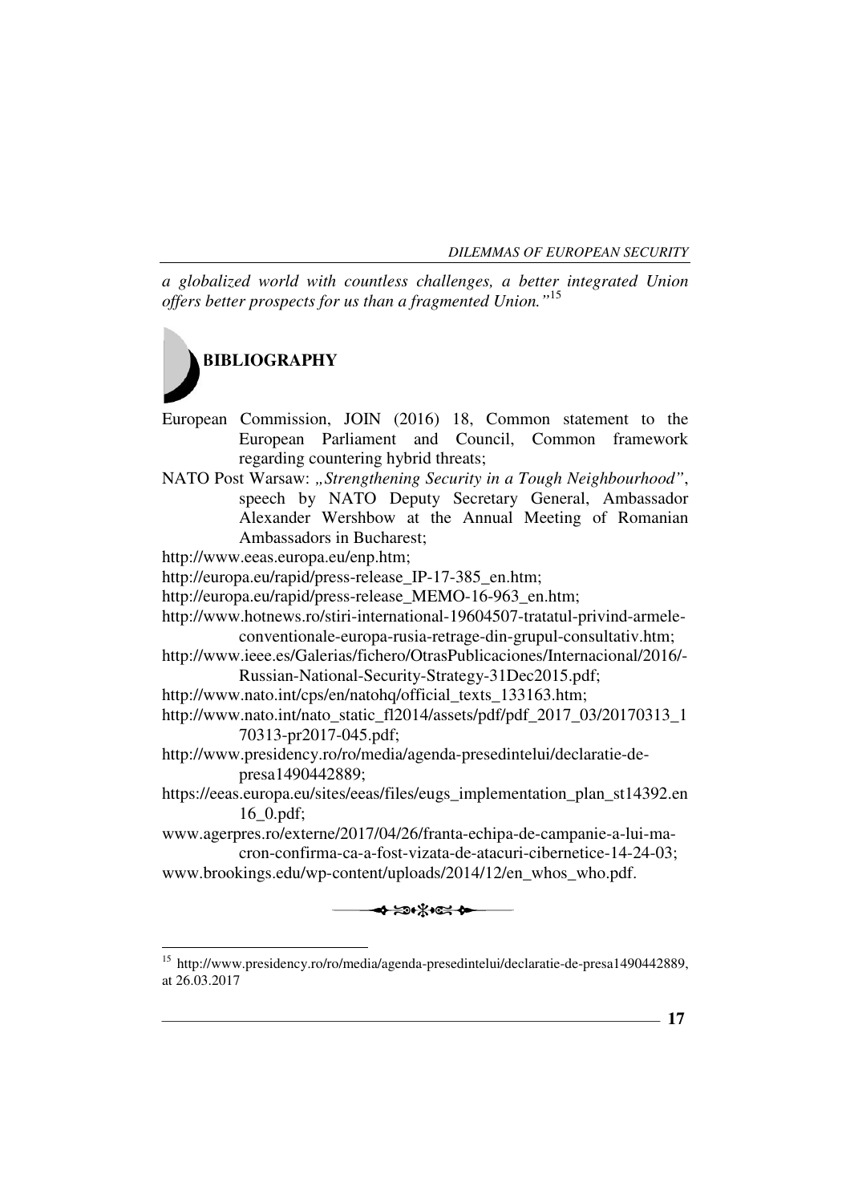*a globalized world with countless challenges, a better integrated Union offers better prospects for us than a fragmented Union."*[15]

## BIBLIOGRAPHY

European Commission, JOIN (2016) 18, Common statement to the European Parliament and Council, Common framework regarding countering hybrid threats;

NATO Post Warsaw: *„Strengthening Security in a Tough Neighbourhood"*, speech by NATO Deputy Secretary General, Ambassador Alexander Wershbow at the Annual Meeting of Romanian Ambassadors in Bucharest;

http://www.eeas.europa.eu/enp.htm;

http://europa.eu/rapid/press-release_IP-17-385_en.htm;

http://europa.eu/rapid/press-release_MEMO-16-963_en.htm;

http://www.hotnews.ro/stiri-international-19604507-tratatul-privind-armele-conventionale-europa-rusia-retrage-din-grupul-consultativ.htm;

http://www.ieee.es/Galerias/fichero/OtrasPublicaciones/Internacional/2016/-Russian-National-Security-Strategy-31Dec2015.pdf;

http://www.nato.int/cps/en/natohq/official_texts_133163.htm;

http://www.nato.int/nato_static_fl2014/assets/pdf/pdf_2017_03/20170313_170313-pr2017-045.pdf;

http://www.presidency.ro/ro/media/agenda-presedintelui/declaratie-de-presa1490442889;

https://eeas.europa.eu/sites/eeas/files/eugs_implementation_plan_st14392.en16_0.pdf;

www.agerpres.ro/externe/2017/04/26/franta-echipa-de-campanie-a-lui-macron-confirma-ca-a-fost-vizata-de-atacuri-cibernetice-14-24-03;

www.brookings.edu/wp-content/uploads/2014/12/en_whos_who.pdf.

---

[15] http://www.presidency.ro/ro/media/agenda-presedintelui/declaratie-de-presa1490442889, at 26.03.2017